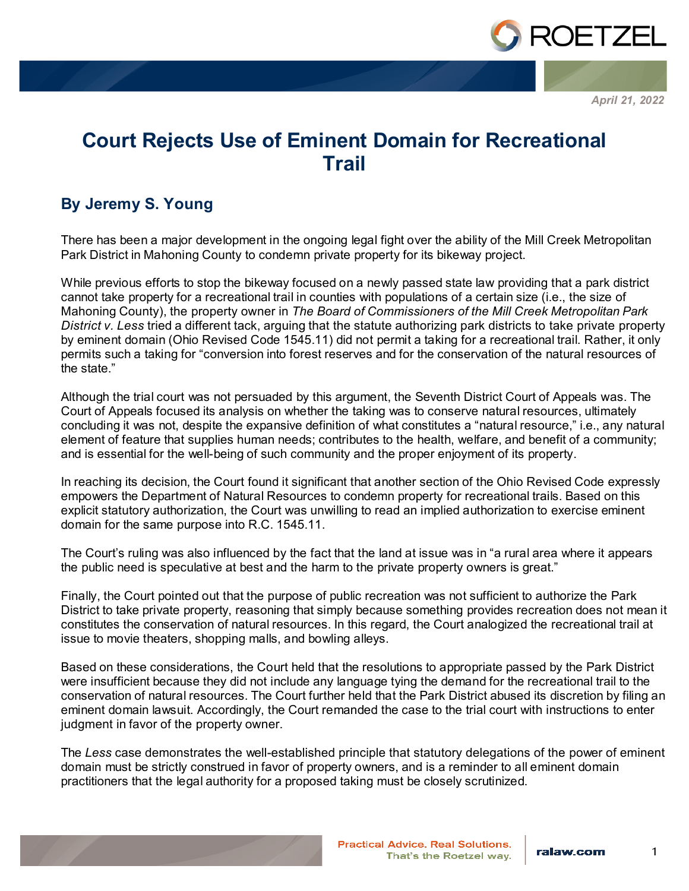April 21, 2022

# Court Rejects Use of Eminent Domain for Recreational Trail

## By Jeremy S. Young

There has been a major development in the ongoing legal fight over the ability of the Mill Creek Metropolitan Park District in Mahoning County to condemn private property for its bikeway project.

While previous efforts to stop the bikeway focused on a newly passed state law providing that a park district cannot take property for a recreational trail in counties with populations of a certain size (i.e., the size of Mahoning County), the property owner in *The Board of Commissioners of the Mill Creek Metropolitan Park District v. Less* tried a different tack, arguing that the statute authorizing park districts to take private property by eminent domain (Ohio Revised Code 1545.11) did not permit a taking for a recreational trail. Rather, it only permits such a taking for "conversion into forest reserves and for the conservation of the natural resources of the state."

Although the trial court was not persuaded by this argument, the Seventh District Court of Appeals was. The Court of Appeals focused its analysis on whether the taking was to conserve natural resources, ultimately concluding it was not, despite the expansive definition of what constitutes a "natural resource," i.e., any natural element of feature that supplies human needs; contributes to the health, welfare, and benefit of a community; and is essential for the well-being of such community and the proper enjoyment of its property.

In reaching its decision, the Court found it significant that another section of the Ohio Revised Code expressly empowers the Department of Natural Resources to condemn property for recreational trails. Based on this explicit statutory authorization, the Court was unwilling to read an implied authorization to exercise eminent domain for the same purpose into R.C. 1545.11.

The Court's ruling was also influenced by the fact that the land at issue was in "a rural area where it appears the public need is speculative at best and the harm to the private property owners is great."

Finally, the Court pointed out that the purpose of public recreation was not sufficient to authorize the Park District to take private property, reasoning that simply because something provides recreation does not mean it constitutes the conservation of natural resources. In this regard, the Court analogized the recreational trail at issue to movie theaters, shopping malls, and bowling alleys.

Based on these considerations, the Court held that the resolutions to appropriate passed by the Park District were insufficient because they did not include any language tying the demand for the recreational trail to the conservation of natural resources. The Court further held that the Park District abused its discretion by filing an eminent domain lawsuit. Accordingly, the Court remanded the case to the trial court with instructions to enter judgment in favor of the property owner.

The *Less* case demonstrates the well-established principle that statutory delegations of the power of eminent domain must be strictly construed in favor of property owners, and is a reminder to all eminent domain practitioners that the legal authority for a proposed taking must be closely scrutinized.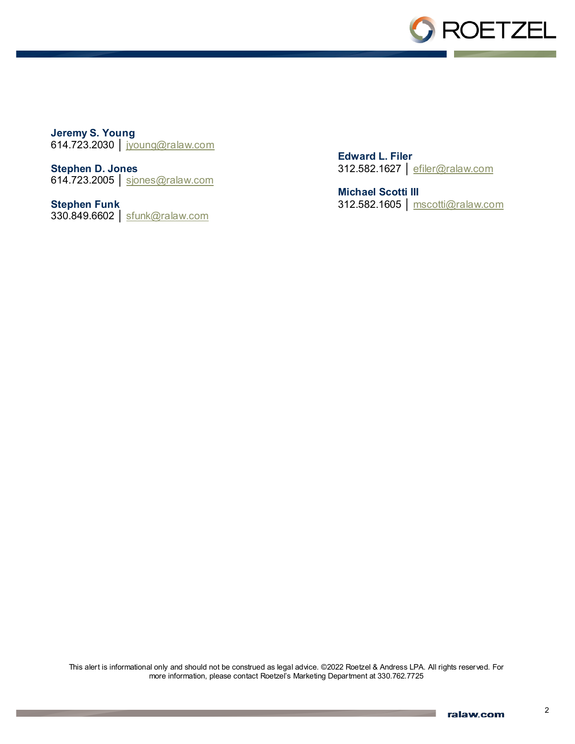**Jeremy S. Young**
614.723.2030 │ jyoung@ralaw.com

**Stephen D. Jones**
614.723.2005 │ sjones@ralaw.com

**Stephen Funk**
330.849.6602 │ sfunk@ralaw.com

**Edward L. Filer**
312.582.1627 │ efiler@ralaw.com

**Michael Scotti III**
312.582.1605 │ mscotti@ralaw.com

This alert is informational only and should not be construed as legal advice. ©2022 Roetzel & Andress LPA. All rights reserved. For more information, please contact Roetzel's Marketing Department at 330.762.7725